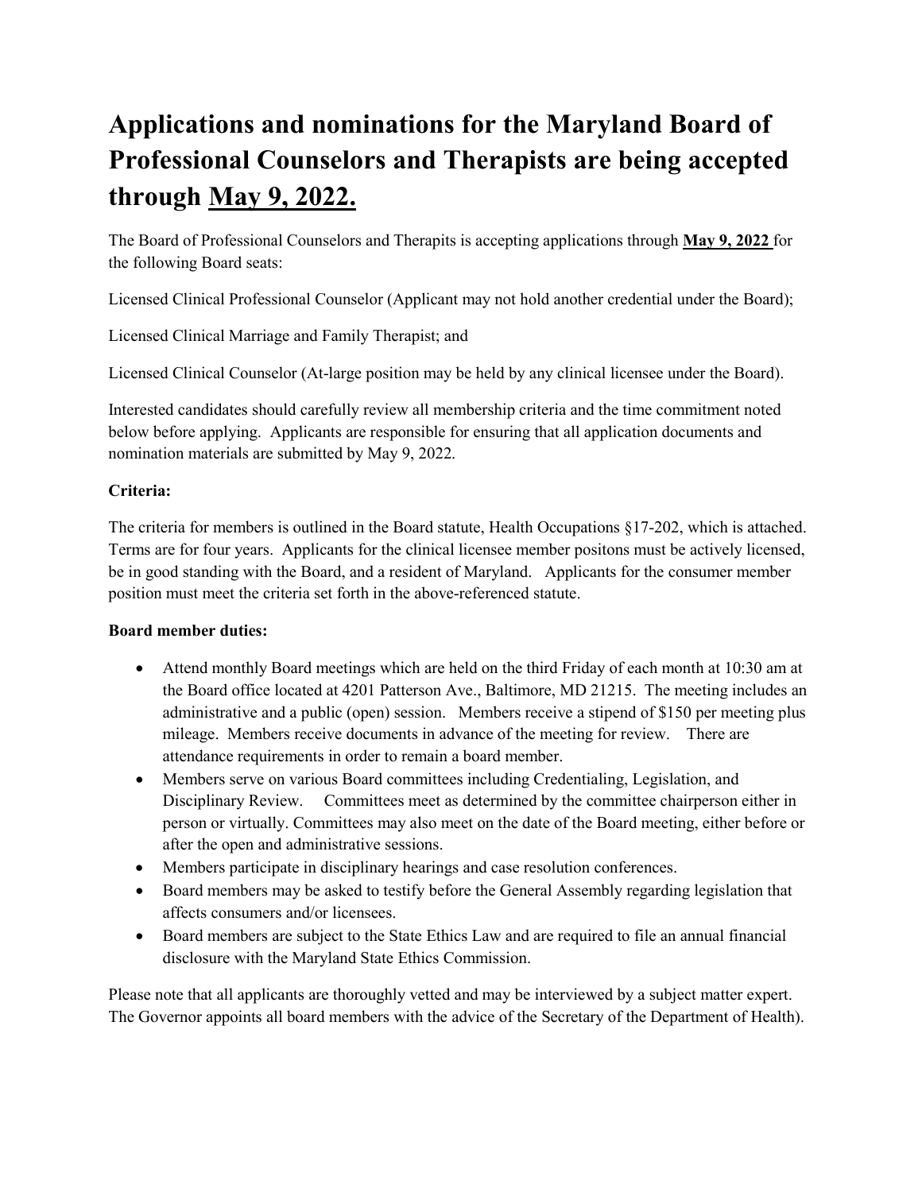# Applications and nominations for the Maryland Board of Professional Counselors and Therapists are being accepted through May 9, 2022.

The Board of Professional Counselors and Therapits is accepting applications through **May 9, 2022** for the following Board seats:

Licensed Clinical Professional Counselor (Applicant may not hold another credential under the Board);

Licensed Clinical Marriage and Family Therapist; and

Licensed Clinical Counselor (At-large position may be held by any clinical licensee under the Board).

Interested candidates should carefully review all membership criteria and the time commitment noted below before applying. Applicants are responsible for ensuring that all application documents and nomination materials are submitted by May 9, 2022.

**Criteria:**

The criteria for members is outlined in the Board statute, Health Occupations §17-202, which is attached. Terms are for four years. Applicants for the clinical licensee member positons must be actively licensed, be in good standing with the Board, and a resident of Maryland. Applicants for the consumer member position must meet the criteria set forth in the above-referenced statute.

**Board member duties:**

- Attend monthly Board meetings which are held on the third Friday of each month at 10:30 am at the Board office located at 4201 Patterson Ave., Baltimore, MD 21215. The meeting includes an administrative and a public (open) session. Members receive a stipend of $150 per meeting plus mileage. Members receive documents in advance of the meeting for review. There are attendance requirements in order to remain a board member.
- Members serve on various Board committees including Credentialing, Legislation, and Disciplinary Review. Committees meet as determined by the committee chairperson either in person or virtually. Committees may also meet on the date of the Board meeting, either before or after the open and administrative sessions.
- Members participate in disciplinary hearings and case resolution conferences.
- Board members may be asked to testify before the General Assembly regarding legislation that affects consumers and/or licensees.
- Board members are subject to the State Ethics Law and are required to file an annual financial disclosure with the Maryland State Ethics Commission.

Please note that all applicants are thoroughly vetted and may be interviewed by a subject matter expert. The Governor appoints all board members with the advice of the Secretary of the Department of Health).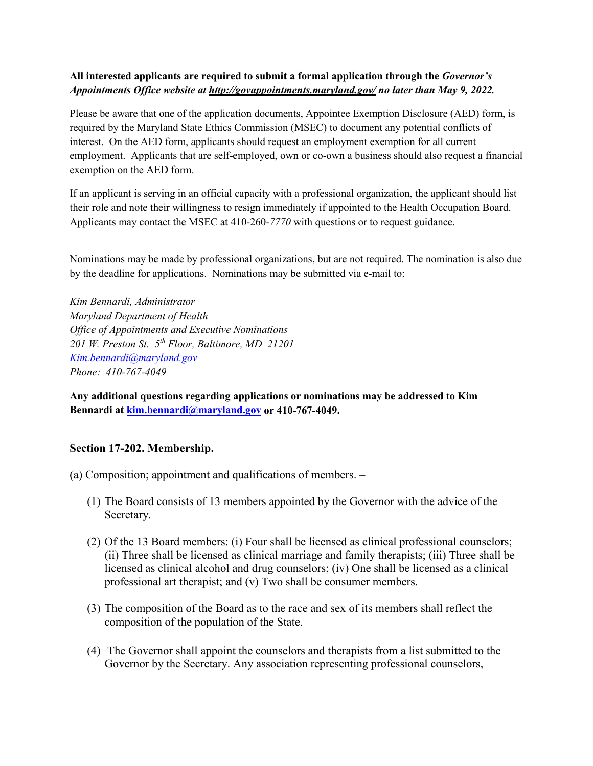**All interested applicants are required to submit a formal application through the *Governor's Appointments Office website at [http://govappointments.maryland.gov/](http://govappointments.maryland.gov/) no later than May 9, 2022.***

Please be aware that one of the application documents, Appointee Exemption Disclosure (AED) form, is required by the Maryland State Ethics Commission (MSEC) to document any potential conflicts of interest. On the AED form, applicants should request an employment exemption for all current employment. Applicants that are self-employed, own or co-own a business should also request a financial exemption on the AED form.

If an applicant is serving in an official capacity with a professional organization, the applicant should list their role and note their willingness to resign immediately if appointed to the Health Occupation Board. Applicants may contact the MSEC at 410-260-*7770* with questions or to request guidance.

Nominations may be made by professional organizations, but are not required. The nomination is also due by the deadline for applications. Nominations may be submitted via e-mail to:

*Kim Bennardi, Administrator*
*Maryland Department of Health*
*Office of Appointments and Executive Nominations*
*201 W. Preston St. 5th Floor, Baltimore, MD 21201*
*[Kim.bennardi@maryland.gov](mailto:Kim.bennardi@maryland.gov)*
*Phone: 410-767-4049*

**Any additional questions regarding applications or nominations may be addressed to Kim Bennardi at [kim.bennardi@maryland.gov](mailto:kim.bennardi@maryland.gov) or 410-767-4049.**

### Section 17-202. Membership.

(a) Composition; appointment and qualifications of members. –

(1) The Board consists of 13 members appointed by the Governor with the advice of the Secretary.

(2) Of the 13 Board members: (i) Four shall be licensed as clinical professional counselors; (ii) Three shall be licensed as clinical marriage and family therapists; (iii) Three shall be licensed as clinical alcohol and drug counselors; (iv) One shall be licensed as a clinical professional art therapist; and (v) Two shall be consumer members.

(3) The composition of the Board as to the race and sex of its members shall reflect the composition of the population of the State.

(4) The Governor shall appoint the counselors and therapists from a list submitted to the Governor by the Secretary. Any association representing professional counselors,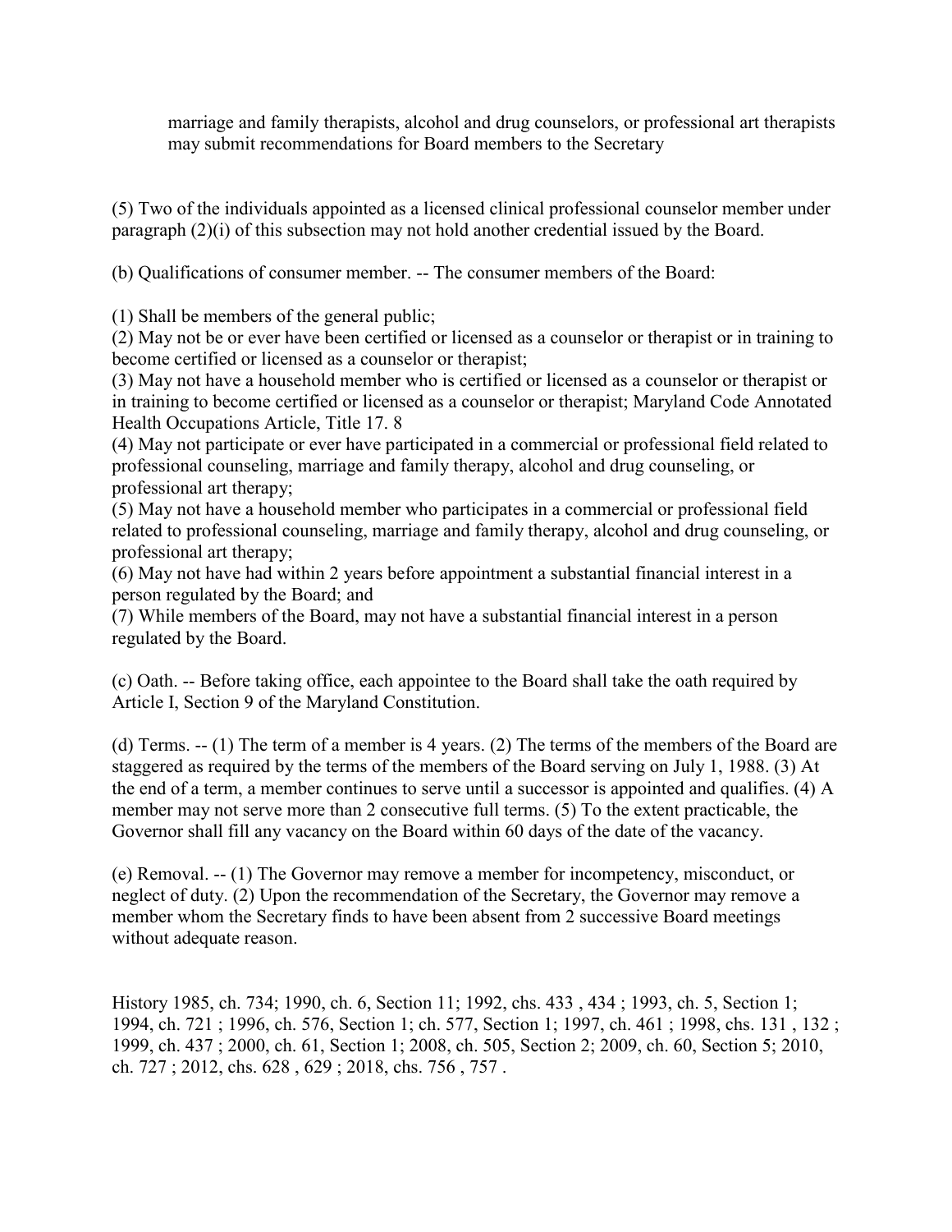marriage and family therapists, alcohol and drug counselors, or professional art therapists may submit recommendations for Board members to the Secretary

(5) Two of the individuals appointed as a licensed clinical professional counselor member under paragraph (2)(i) of this subsection may not hold another credential issued by the Board.

(b) Qualifications of consumer member. -- The consumer members of the Board:

(1) Shall be members of the general public;
(2) May not be or ever have been certified or licensed as a counselor or therapist or in training to become certified or licensed as a counselor or therapist;
(3) May not have a household member who is certified or licensed as a counselor or therapist or in training to become certified or licensed as a counselor or therapist; Maryland Code Annotated Health Occupations Article, Title 17. 8
(4) May not participate or ever have participated in a commercial or professional field related to professional counseling, marriage and family therapy, alcohol and drug counseling, or professional art therapy;
(5) May not have a household member who participates in a commercial or professional field related to professional counseling, marriage and family therapy, alcohol and drug counseling, or professional art therapy;
(6) May not have had within 2 years before appointment a substantial financial interest in a person regulated by the Board; and
(7) While members of the Board, may not have a substantial financial interest in a person regulated by the Board.

(c) Oath. -- Before taking office, each appointee to the Board shall take the oath required by Article I, Section 9 of the Maryland Constitution.

(d) Terms. -- (1) The term of a member is 4 years. (2) The terms of the members of the Board are staggered as required by the terms of the members of the Board serving on July 1, 1988. (3) At the end of a term, a member continues to serve until a successor is appointed and qualifies. (4) A member may not serve more than 2 consecutive full terms. (5) To the extent practicable, the Governor shall fill any vacancy on the Board within 60 days of the date of the vacancy.

(e) Removal. -- (1) The Governor may remove a member for incompetency, misconduct, or neglect of duty. (2) Upon the recommendation of the Secretary, the Governor may remove a member whom the Secretary finds to have been absent from 2 successive Board meetings without adequate reason.

History 1985, ch. 734; 1990, ch. 6, Section 11; 1992, chs. 433 , 434 ; 1993, ch. 5, Section 1; 1994, ch. 721 ; 1996, ch. 576, Section 1; ch. 577, Section 1; 1997, ch. 461 ; 1998, chs. 131 , 132 ; 1999, ch. 437 ; 2000, ch. 61, Section 1; 2008, ch. 505, Section 2; 2009, ch. 60, Section 5; 2010, ch. 727 ; 2012, chs. 628 , 629 ; 2018, chs. 756 , 757 .